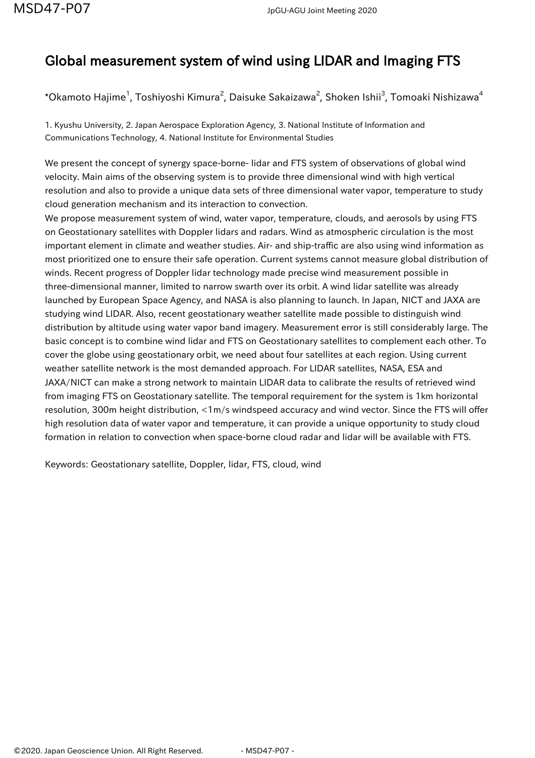# Global measurement system of wind using LIDAR and Imaging FTS

*Okamoto Hajime[1], Toshiyoshi Kimura[2], Daisuke Sakaizawa[2], Shoken Ishii[3], Tomoaki Nishizawa[4]

1. Kyushu University, 2. Japan Aerospace Exploration Agency, 3. National Institute of Information and Communications Technology, 4. National Institute for Environmental Studies

We present the concept of synergy space-borne- lidar and FTS system of observations of global wind velocity. Main aims of the observing system is to provide three dimensional wind with high vertical resolution and also to provide a unique data sets of three dimensional water vapor, temperature to study cloud generation mechanism and its interaction to convection.
We propose measurement system of wind, water vapor, temperature, clouds, and aerosols by using FTS on Geostationary satellites with Doppler lidars and radars. Wind as atmospheric circulation is the most important element in climate and weather studies. Air- and ship-traffic are also using wind information as most prioritized one to ensure their safe operation. Current systems cannot measure global distribution of winds. Recent progress of Doppler lidar technology made precise wind measurement possible in three-dimensional manner, limited to narrow swarth over its orbit. A wind lidar satellite was already launched by European Space Agency, and NASA is also planning to launch. In Japan, NICT and JAXA are studying wind LIDAR. Also, recent geostationary weather satellite made possible to distinguish wind distribution by altitude using water vapor band imagery. Measurement error is still considerably large. The basic concept is to combine wind lidar and FTS on Geostationary satellites to complement each other. To cover the globe using geostationary orbit, we need about four satellites at each region. Using current weather satellite network is the most demanded approach. For LIDAR satellites, NASA, ESA and JAXA/NICT can make a strong network to maintain LIDAR data to calibrate the results of retrieved wind from imaging FTS on Geostationary satellite. The temporal requirement for the system is 1km horizontal resolution, 300m height distribution, <1m/s windspeed accuracy and wind vector. Since the FTS will offer high resolution data of water vapor and temperature, it can provide a unique opportunity to study cloud formation in relation to convection when space-borne cloud radar and lidar will be available with FTS.

Keywords: Geostationary satellite, Doppler, lidar, FTS, cloud, wind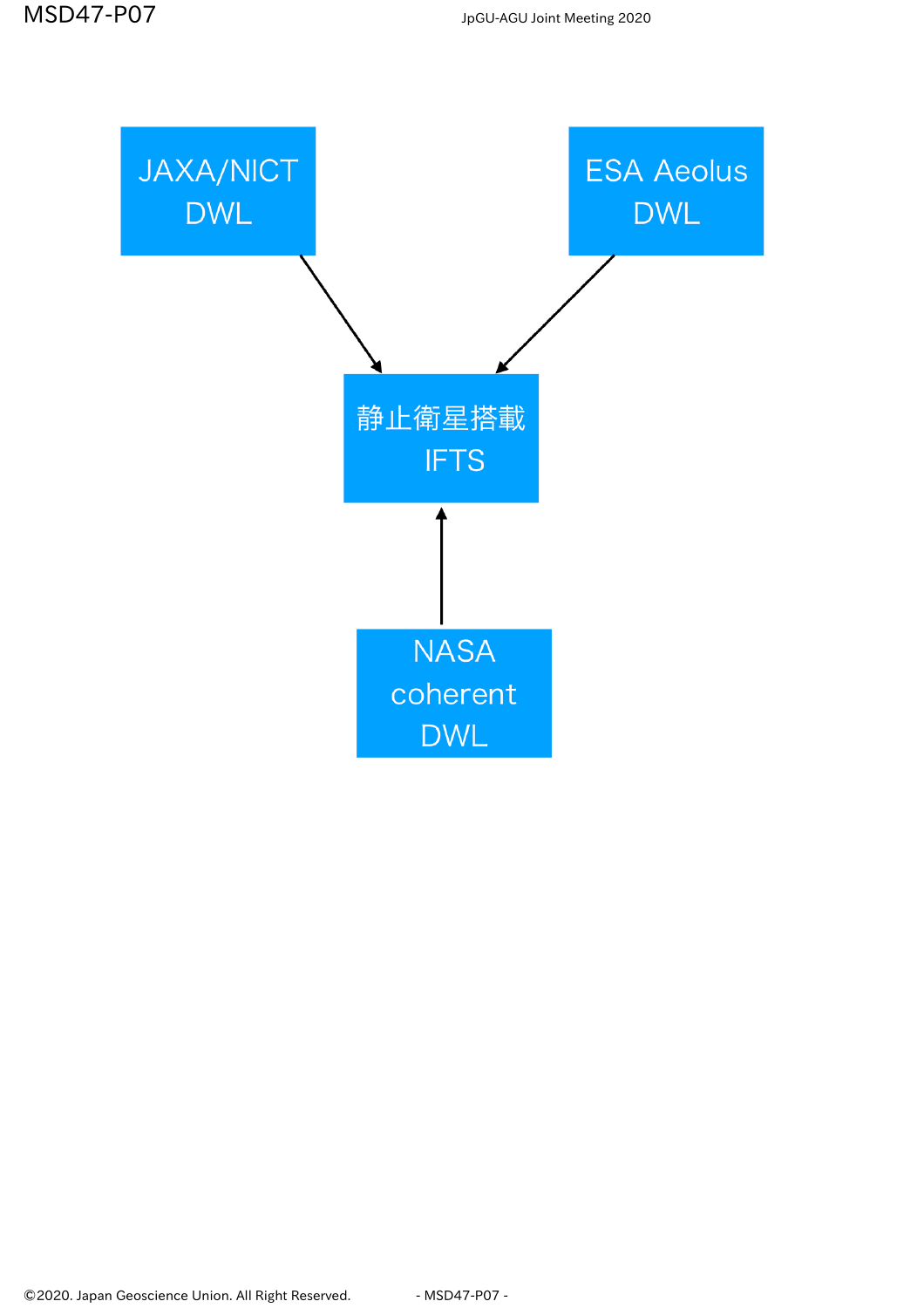JAXA/NICT DWL

ESA Aeolus DWL

静止衛星搭載 IFTS

NASA coherent DWL